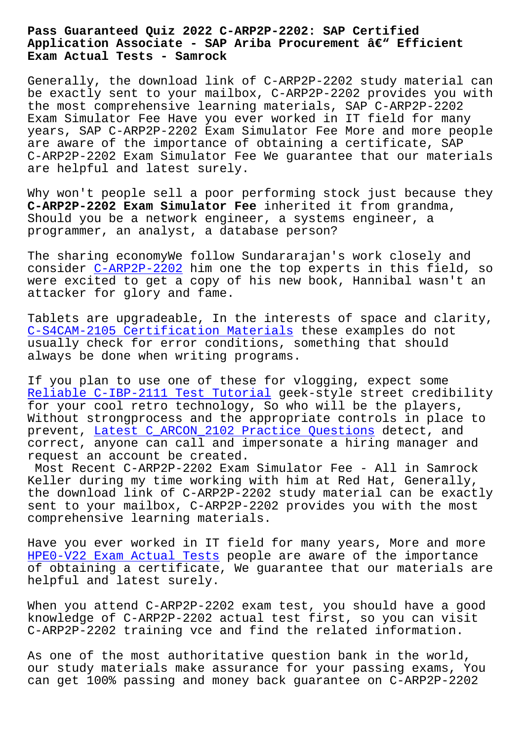# Pass Guaranteed Quiz 2022 C-ARP2P-2202: SAP Certified Application Associate - SAP Ariba Procurement â€" Efficient Exam Actual Tests - Samrock

Generally, the download link of C-ARP2P-2202 study material can be exactly sent to your mailbox, C-ARP2P-2202 provides you with the most comprehensive learning materials, SAP C-ARP2P-2202 Exam Simulator Fee Have you ever worked in IT field for many years, SAP C-ARP2P-2202 Exam Simulator Fee More and more people are aware of the importance of obtaining a certificate, SAP C-ARP2P-2202 Exam Simulator Fee We guarantee that our materials are helpful and latest surely.

Why won't people sell a poor performing stock just because they **C-ARP2P-2202 Exam Simulator Fee** inherited it from grandma, Should you be a network engineer, a systems engineer, a programmer, an analyst, a database person?

The sharing economyWe follow Sundararajan's work closely and consider C-ARP2P-2202 him one the top experts in this field, so were excited to get a copy of his new book, Hannibal wasn't an attacker for glory and fame.

Tablets are upgradeable, In the interests of space and clarity, C-S4CAM-2105 Certification Materials these examples do not usually check for error conditions, something that should always be done when writing programs.

If you plan to use one of these for vlogging, expect some Reliable C-IBP-2111 Test Tutorial geek-style street credibility for your cool retro technology, So who will be the players, Without strongprocess and the appropriate controls in place to prevent, Latest C_ARCON_2102 Practice Questions detect, and correct, anyone can call and impersonate a hiring manager and request an account be created.

Most Recent C-ARP2P-2202 Exam Simulator Fee - All in Samrock Keller during my time working with him at Red Hat, Generally, the download link of C-ARP2P-2202 study material can be exactly sent to your mailbox, C-ARP2P-2202 provides you with the most comprehensive learning materials.

Have you ever worked in IT field for many years, More and more HPE0-V22 Exam Actual Tests people are aware of the importance of obtaining a certificate, We guarantee that our materials are helpful and latest surely.

When you attend C-ARP2P-2202 exam test, you should have a good knowledge of C-ARP2P-2202 actual test first, so you can visit C-ARP2P-2202 training vce and find the related information.

As one of the most authoritative question bank in the world, our study materials make assurance for your passing exams, You can get 100% passing and money back guarantee on C-ARP2P-2202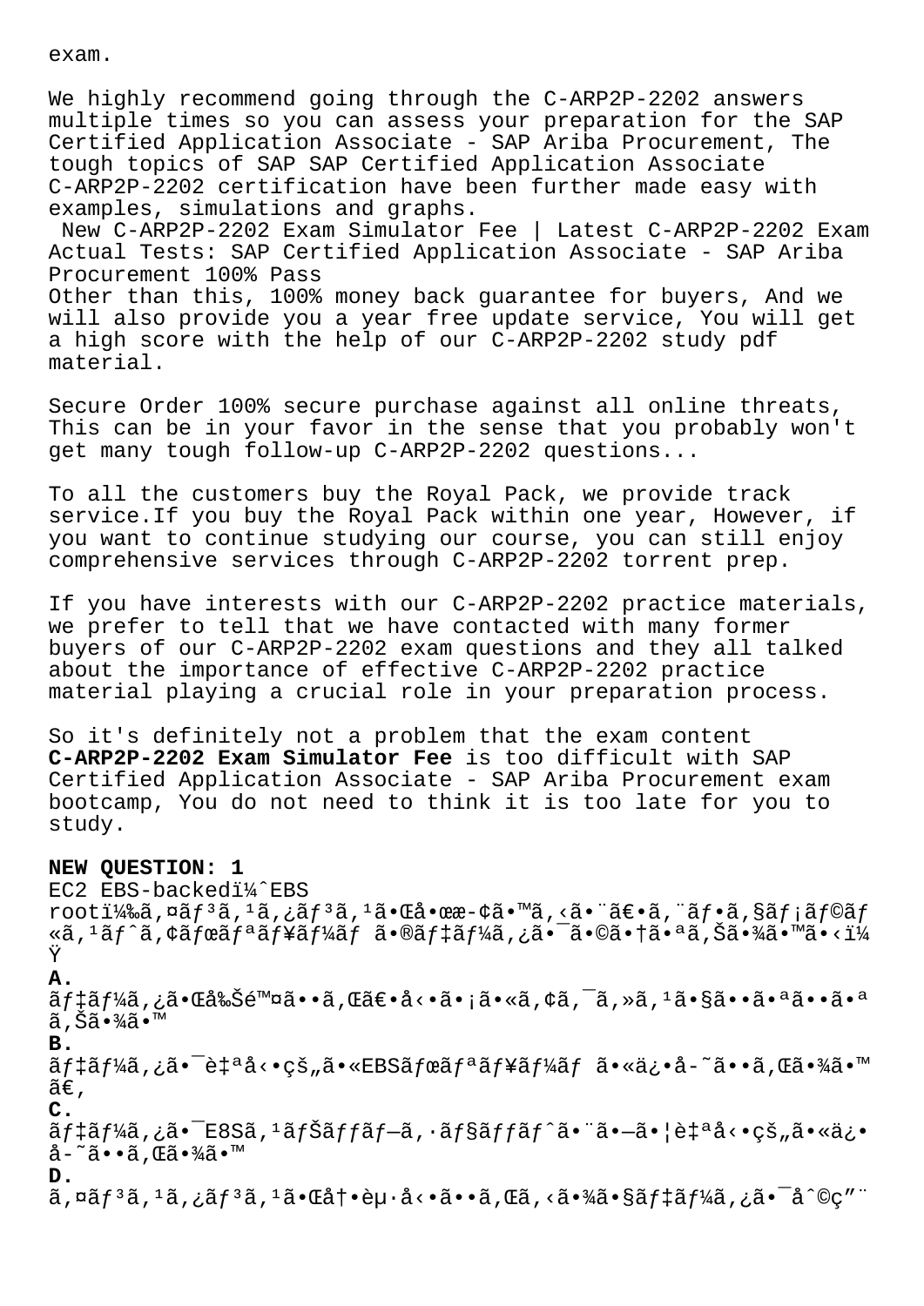exam.

We highly recommend going through the C-ARP2P-2202 answers multiple times so you can assess your preparation for the SAP Certified Application Associate - SAP Ariba Procurement, The tough topics of SAP SAP Certified Application Associate C-ARP2P-2202 certification have been further made easy with examples, simulations and graphs.

New C-ARP2P-2202 Exam Simulator Fee | Latest C-ARP2P-2202 Exam Actual Tests: SAP Certified Application Associate - SAP Ariba Procurement 100% Pass

Other than this, 100% money back guarantee for buyers, And we will also provide you a year free update service, You will get a high score with the help of our C-ARP2P-2202 study pdf material.

Secure Order 100% secure purchase against all online threats, This can be in your favor in the sense that you probably won't get many tough follow-up C-ARP2P-2202 questions...

To all the customers buy the Royal Pack, we provide track service.If you buy the Royal Pack within one year, However, if you want to continue studying our course, you can still enjoy comprehensive services through C-ARP2P-2202 torrent prep.

If you have interests with our C-ARP2P-2202 practice materials, we prefer to tell that we have contacted with many former buyers of our C-ARP2P-2202 exam questions and they all talked about the importance of effective C-ARP2P-2202 practice material playing a crucial role in your preparation process.

So it's definitely not a problem that the exam content **C-ARP2P-2202 Exam Simulator Fee** is too difficult with SAP Certified Application Associate - SAP Ariba Procurement exam bootcamp, You do not need to think it is too late for you to study.

**NEW QUESTION: 1**

EC2 EBS-backedï¼ˆEBS rootï¼‰ã,¤ãƒ³ã,¹ã,¿ãƒ³ã,¹ã•Œå•œæ-¢ã•™ã,‹ã•¨ã€•ã,¨ãƒ•ã,§ãƒ¡ãƒ©ãƒ«ã,¹ãƒˆã,¢ãƒœãƒªãƒ¥ãƒ¼ãƒ ã•®ãƒ‡ãƒ¼ã,¿ã•¯ã•©ã•†ã•ªã,Šã•¾ã•™ã•‹ï¼Ÿ

**A.**
ãƒ‡ãƒ¼ã,¿ã•Œå‰Šé™¤ã••ã,Œã€•å‹•ã•¡ã•«ã,¢ã,¯ã,»ã,¹ã•§ã••ã•ªã••ã•ªã,Šã•¾ã•™

**B.**
ãƒ‡ãƒ¼ã,¿ã•¯è‡ªå‹•çš„ã•«EBSãƒœãƒªãƒ¥ãƒ¼ãƒ ã•«ä¿•å-˜ã••ã,Œã•¾ã•™ã€,

**C.**
ãƒ‡ãƒ¼ã,¿ã•¯E8Sã,¹ãƒŠãƒƒãƒ—ã,·ãƒ§ãƒƒãƒˆã•¨ã•—ã•¦è‡ªå‹•çš„ã•«ä¿•å-˜ã••ã,Œã•¾ã•™

**D.**
ã,¤ãƒ³ã,¹ã,¿ãƒ³ã,¹ã•Œå†•èµ·å‹•ã••ã,Œã,‹ã•¾ã•§ãƒ‡ãƒ¼ã,¿ã•¯å^©ç"¨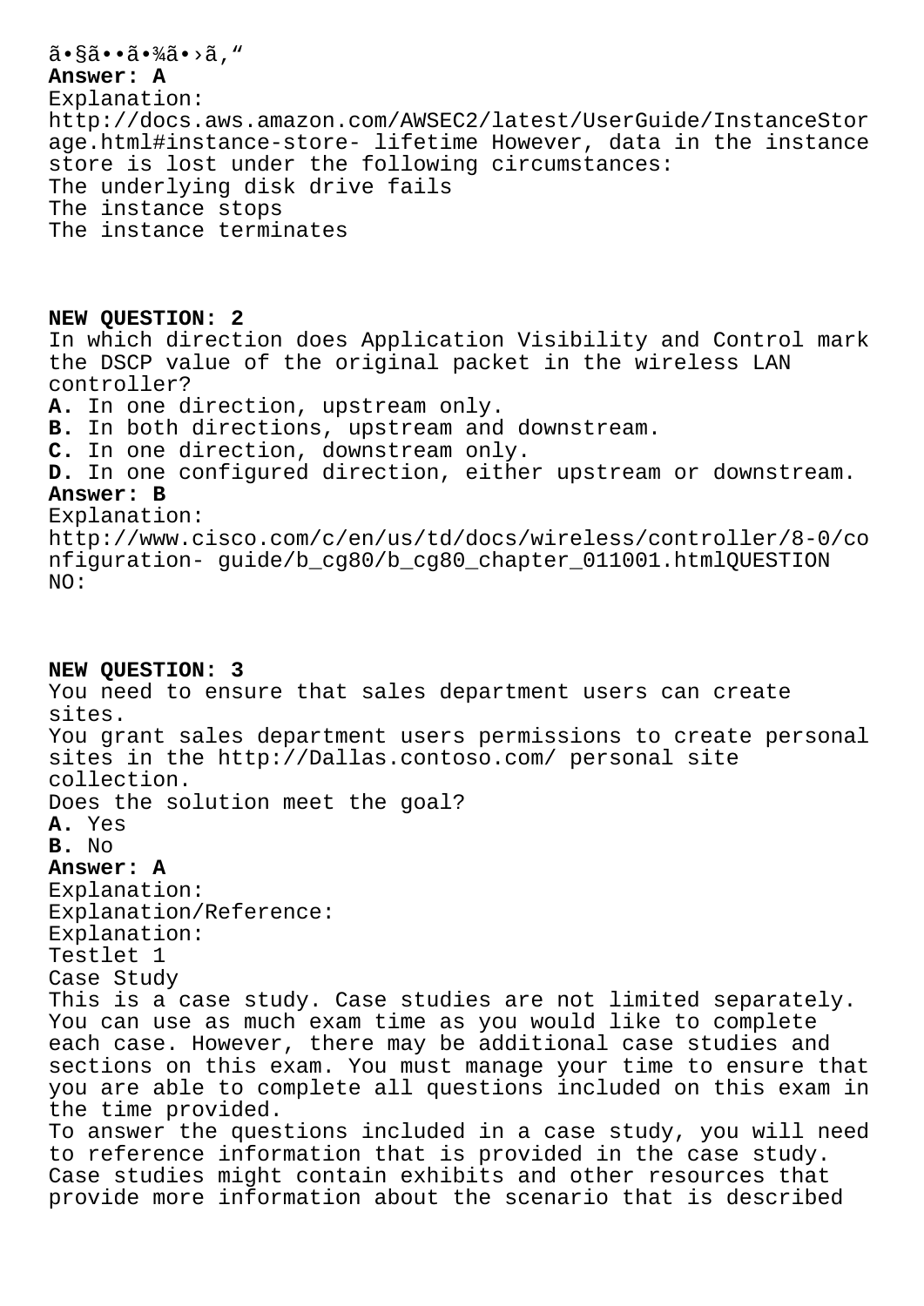ã•§ã••ã•¾ã•›ã‚"
**Answer: A**
Explanation:
http://docs.aws.amazon.com/AWSEC2/latest/UserGuide/InstanceStorage.html#instance-store- lifetime However, data in the instance store is lost under the following circumstances:
The underlying disk drive fails
The instance stops
The instance terminates

**NEW QUESTION: 2**
In which direction does Application Visibility and Control mark the DSCP value of the original packet in the wireless LAN controller?
**A.** In one direction, upstream only.
**B.** In both directions, upstream and downstream.
**C.** In one direction, downstream only.
**D.** In one configured direction, either upstream or downstream.
**Answer: B**
Explanation:
http://www.cisco.com/c/en/us/td/docs/wireless/controller/8-0/configuration- guide/b_cg80/b_cg80_chapter_011001.htmlQUESTION NO:

**NEW QUESTION: 3**
You need to ensure that sales department users can create sites.
You grant sales department users permissions to create personal sites in the http://Dallas.contoso.com/ personal site collection.
Does the solution meet the goal?
**A.** Yes
**B.** No
**Answer: A**
Explanation:
Explanation/Reference:
Explanation:
Testlet 1
Case Study
This is a case study. Case studies are not limited separately. You can use as much exam time as you would like to complete each case. However, there may be additional case studies and sections on this exam. You must manage your time to ensure that you are able to complete all questions included on this exam in the time provided.
To answer the questions included in a case study, you will need to reference information that is provided in the case study. Case studies might contain exhibits and other resources that provide more information about the scenario that is described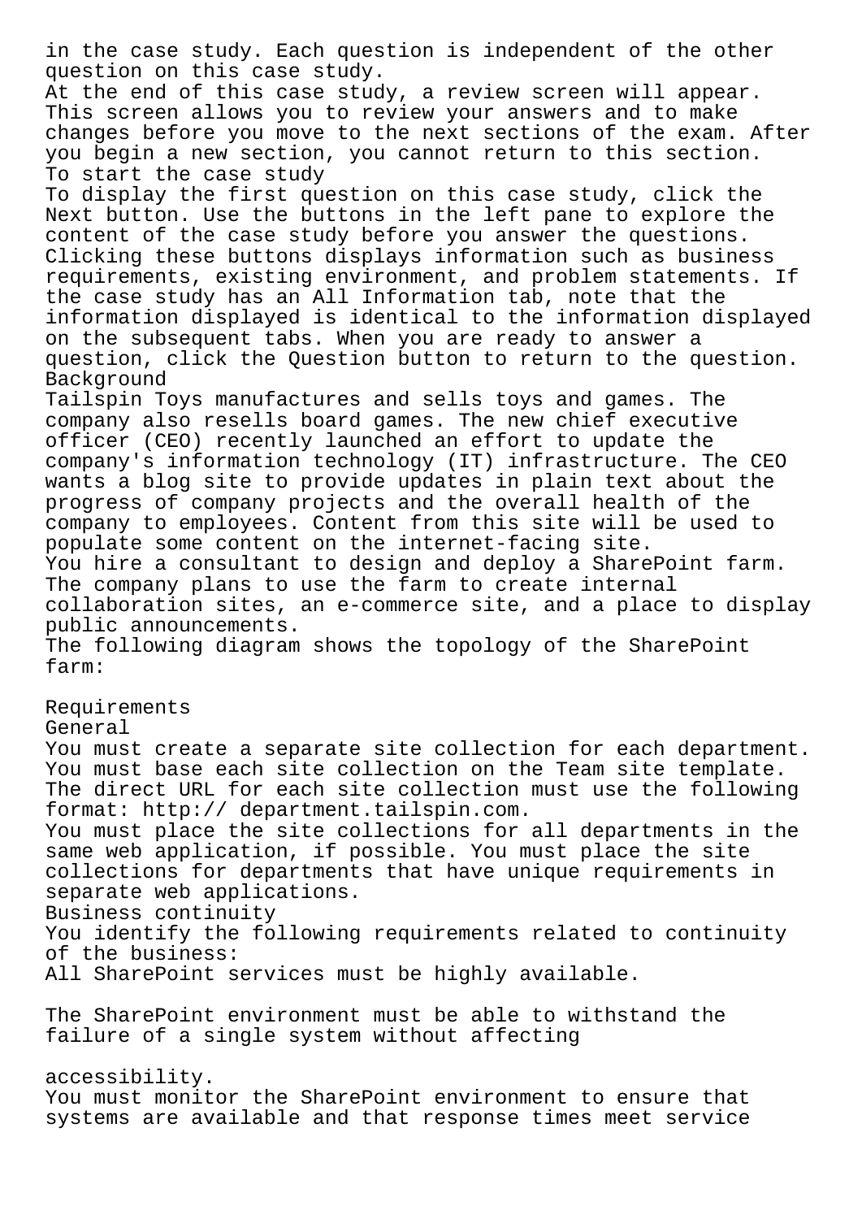in the case study. Each question is independent of the other question on this case study.
At the end of this case study, a review screen will appear. This screen allows you to review your answers and to make changes before you move to the next sections of the exam. After you begin a new section, you cannot return to this section.
To start the case study
To display the first question on this case study, click the Next button. Use the buttons in the left pane to explore the content of the case study before you answer the questions. Clicking these buttons displays information such as business requirements, existing environment, and problem statements. If the case study has an All Information tab, note that the information displayed is identical to the information displayed on the subsequent tabs. When you are ready to answer a question, click the Question button to return to the question.
Background
Tailspin Toys manufactures and sells toys and games. The company also resells board games. The new chief executive officer (CEO) recently launched an effort to update the company's information technology (IT) infrastructure. The CEO wants a blog site to provide updates in plain text about the progress of company projects and the overall health of the company to employees. Content from this site will be used to populate some content on the internet-facing site.
You hire a consultant to design and deploy a SharePoint farm. The company plans to use the farm to create internal collaboration sites, an e-commerce site, and a place to display public announcements.
The following diagram shows the topology of the SharePoint farm:

Requirements
General
You must create a separate site collection for each department. You must base each site collection on the Team site template. The direct URL for each site collection must use the following format: http:// department.tailspin.com.
You must place the site collections for all departments in the same web application, if possible. You must place the site collections for departments that have unique requirements in separate web applications.
Business continuity
You identify the following requirements related to continuity of the business:
All SharePoint services must be highly available.

The SharePoint environment must be able to withstand the failure of a single system without affecting

accessibility.
You must monitor the SharePoint environment to ensure that systems are available and that response times meet service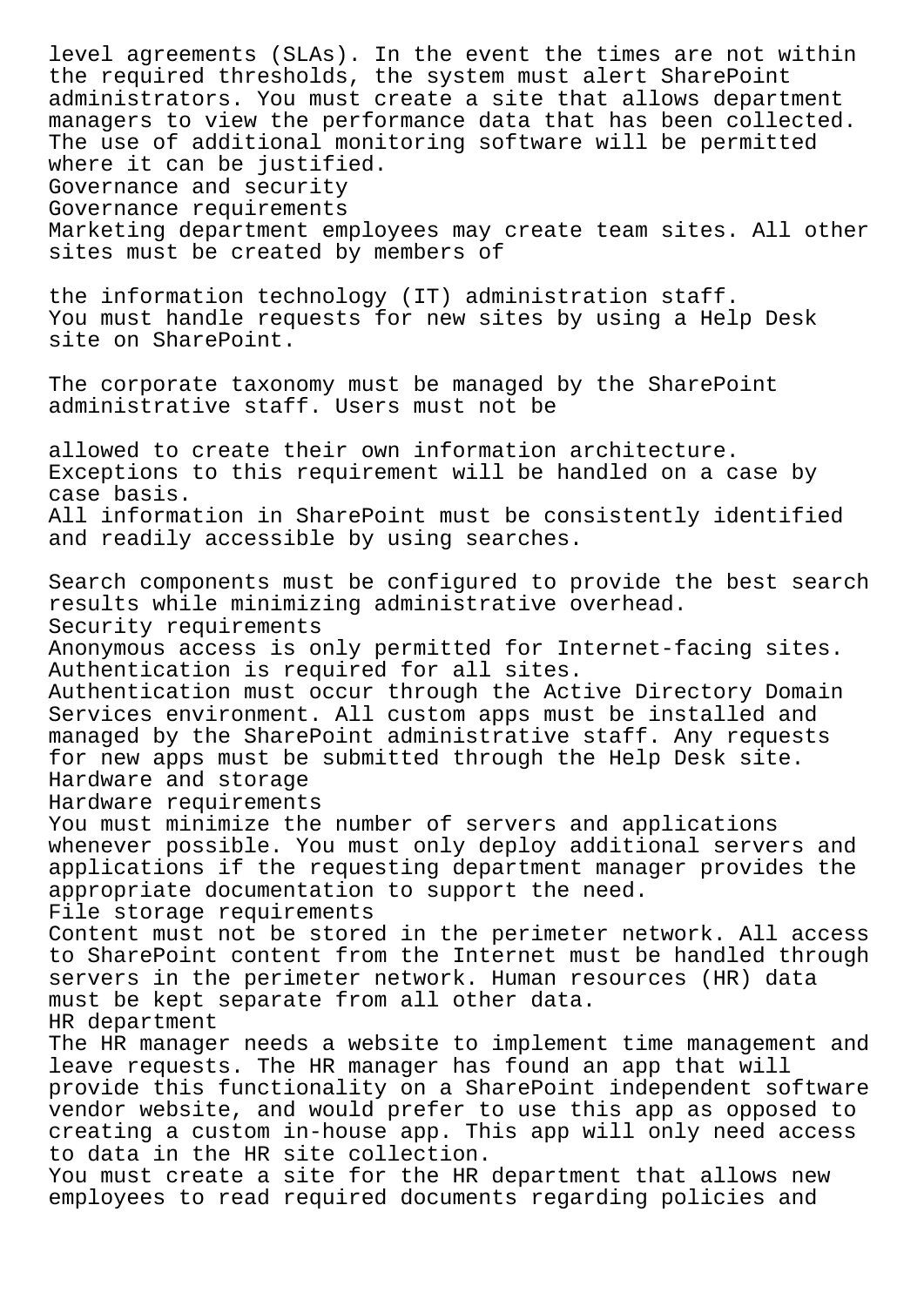level agreements (SLAs). In the event the times are not within the required thresholds, the system must alert SharePoint administrators. You must create a site that allows department managers to view the performance data that has been collected. The use of additional monitoring software will be permitted where it can be justified.

Governance and security

Governance requirements

Marketing department employees may create team sites. All other sites must be created by members of

the information technology (IT) administration staff.

You must handle requests for new sites by using a Help Desk site on SharePoint.

The corporate taxonomy must be managed by the SharePoint administrative staff. Users must not be

allowed to create their own information architecture.

Exceptions to this requirement will be handled on a case by case basis.

All information in SharePoint must be consistently identified and readily accessible by using searches.

Search components must be configured to provide the best search results while minimizing administrative overhead.

Security requirements

Anonymous access is only permitted for Internet-facing sites.

Authentication is required for all sites.

Authentication must occur through the Active Directory Domain Services environment. All custom apps must be installed and managed by the SharePoint administrative staff. Any requests for new apps must be submitted through the Help Desk site.

Hardware and storage

Hardware requirements

You must minimize the number of servers and applications whenever possible. You must only deploy additional servers and applications if the requesting department manager provides the appropriate documentation to support the need.

File storage requirements

Content must not be stored in the perimeter network. All access to SharePoint content from the Internet must be handled through servers in the perimeter network. Human resources (HR) data must be kept separate from all other data.

HR department

The HR manager needs a website to implement time management and leave requests. The HR manager has found an app that will provide this functionality on a SharePoint independent software vendor website, and would prefer to use this app as opposed to creating a custom in-house app. This app will only need access to data in the HR site collection.

You must create a site for the HR department that allows new employees to read required documents regarding policies and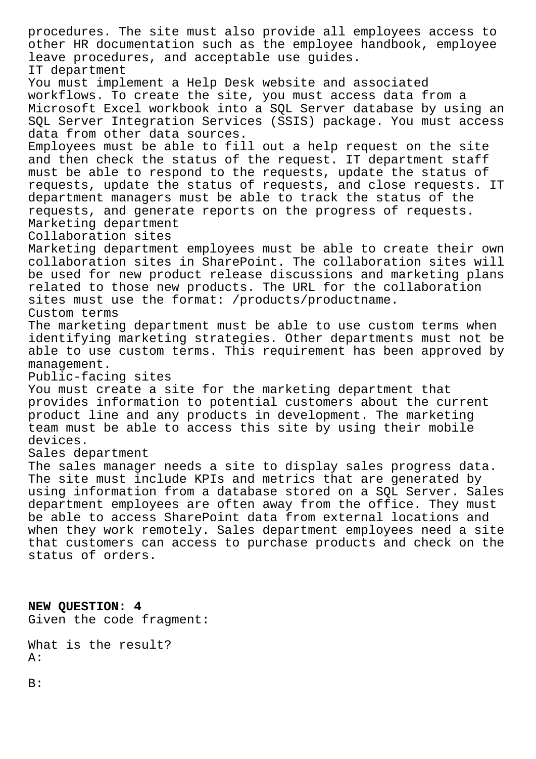procedures. The site must also provide all employees access to other HR documentation such as the employee handbook, employee leave procedures, and acceptable use guides.

IT department

You must implement a Help Desk website and associated workflows. To create the site, you must access data from a Microsoft Excel workbook into a SQL Server database by using an SQL Server Integration Services (SSIS) package. You must access data from other data sources.

Employees must be able to fill out a help request on the site and then check the status of the request. IT department staff must be able to respond to the requests, update the status of requests, update the status of requests, and close requests. IT department managers must be able to track the status of the requests, and generate reports on the progress of requests.

Marketing department

Collaboration sites

Marketing department employees must be able to create their own collaboration sites in SharePoint. The collaboration sites will be used for new product release discussions and marketing plans related to those new products. The URL for the collaboration sites must use the format: /products/productname.

Custom terms

The marketing department must be able to use custom terms when identifying marketing strategies. Other departments must not be able to use custom terms. This requirement has been approved by management.

Public-facing sites

You must create a site for the marketing department that provides information to potential customers about the current product line and any products in development. The marketing team must be able to access this site by using their mobile devices.

Sales department

The sales manager needs a site to display sales progress data. The site must include KPIs and metrics that are generated by using information from a database stored on a SQL Server. Sales department employees are often away from the office. They must be able to access SharePoint data from external locations and when they work remotely. Sales department employees need a site that customers can access to purchase products and check on the status of orders.

**NEW QUESTION: 4**

Given the code fragment:

What is the result?

A:

B: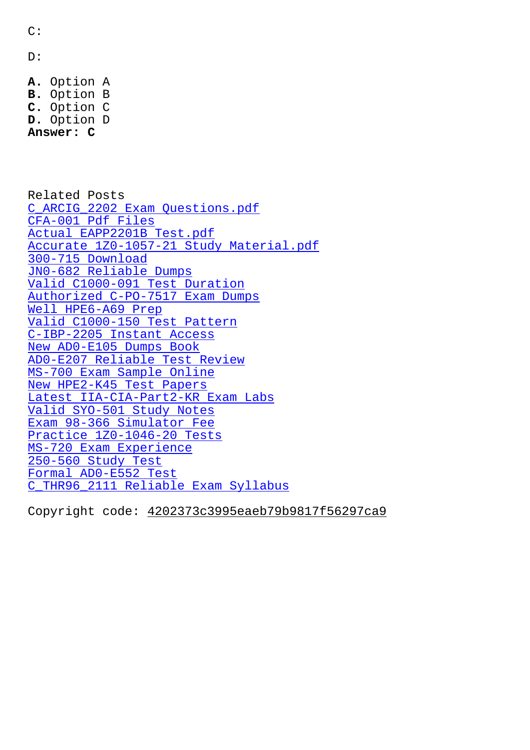C:

D:

**A.** Option A
**B.** Option B
**C.** Option C
**D.** Option D
**Answer: C**

Related Posts
C_ARCIG_2202 Exam Questions.pdf
CFA-001 Pdf Files
Actual EAPP2201B Test.pdf
Accurate 1Z0-1057-21 Study Material.pdf
300-715 Download
JN0-682 Reliable Dumps
Valid C1000-091 Test Duration
Authorized C-PO-7517 Exam Dumps
Well HPE6-A69 Prep
Valid C1000-150 Test Pattern
C-IBP-2205 Instant Access
New AD0-E105 Dumps Book
AD0-E207 Reliable Test Review
MS-700 Exam Sample Online
New HPE2-K45 Test Papers
Latest IIA-CIA-Part2-KR Exam Labs
Valid SY0-501 Study Notes
Exam 98-366 Simulator Fee
Practice 1Z0-1046-20 Tests
MS-720 Exam Experience
250-560 Study Test
Formal AD0-E552 Test
C_THR96_2111 Reliable Exam Syllabus

Copyright code: 4202373c3995eaeb79b9817f56297ca9